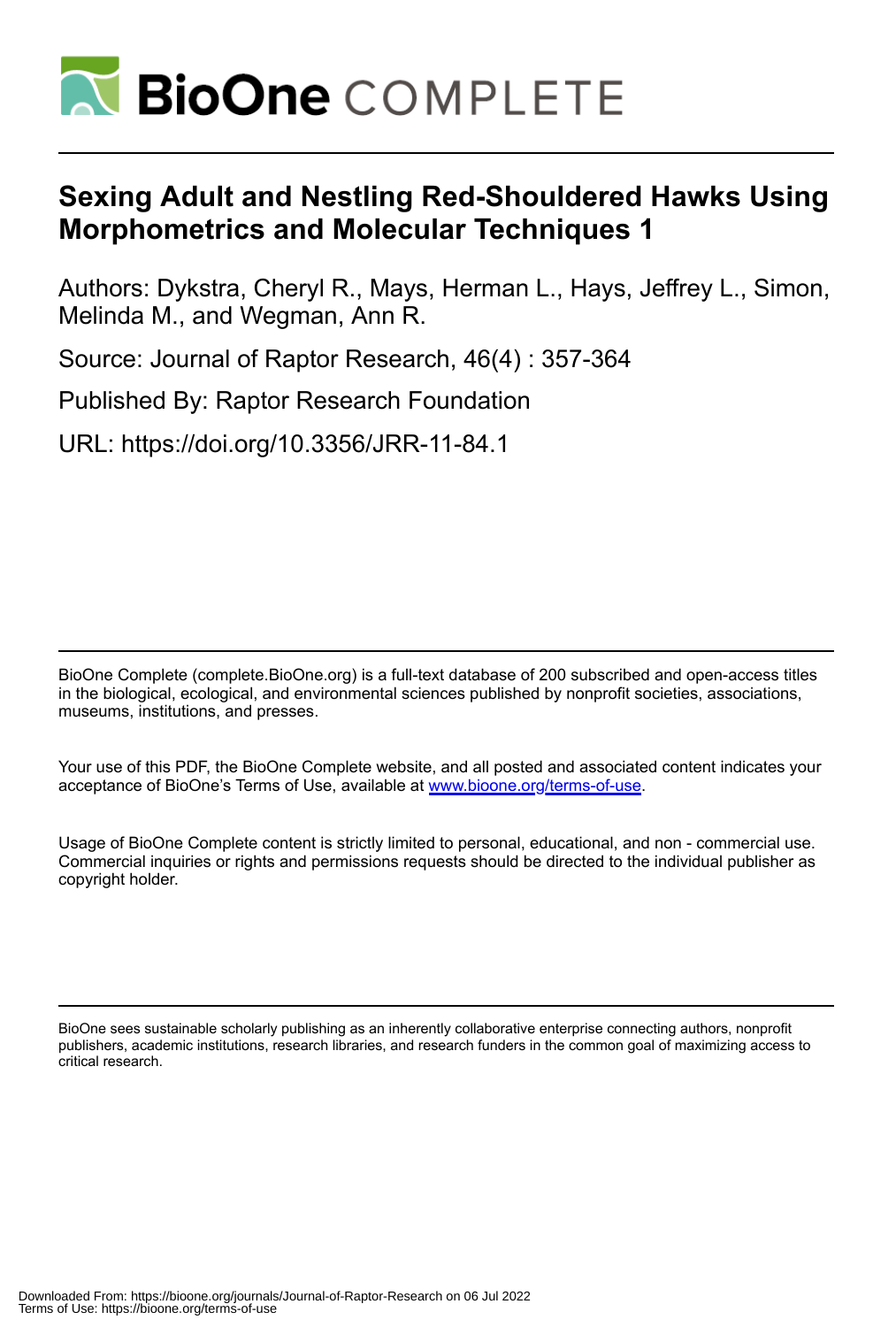# BioOne COMPLETE

## Sexing Adult and Nestling Red-Shouldered Hawks Using Morphometrics and Molecular Techniques 1

Authors: Dykstra, Cheryl R., Mays, Herman L., Hays, Jeffrey L., Simon, Melinda M., and Wegman, Ann R.

Source: Journal of Raptor Research, 46(4) : 357-364

Published By: Raptor Research Foundation

URL: https://doi.org/10.3356/JRR-11-84.1

BioOne Complete (complete.BioOne.org) is a full-text database of 200 subscribed and open-access titles in the biological, ecological, and environmental sciences published by nonprofit societies, associations, museums, institutions, and presses.

Your use of this PDF, the BioOne Complete website, and all posted and associated content indicates your acceptance of BioOne's Terms of Use, available at www.bioone.org/terms-of-use.

Usage of BioOne Complete content is strictly limited to personal, educational, and non - commercial use. Commercial inquiries or rights and permissions requests should be directed to the individual publisher as copyright holder.

BioOne sees sustainable scholarly publishing as an inherently collaborative enterprise connecting authors, nonprofit publishers, academic institutions, research libraries, and research funders in the common goal of maximizing access to critical research.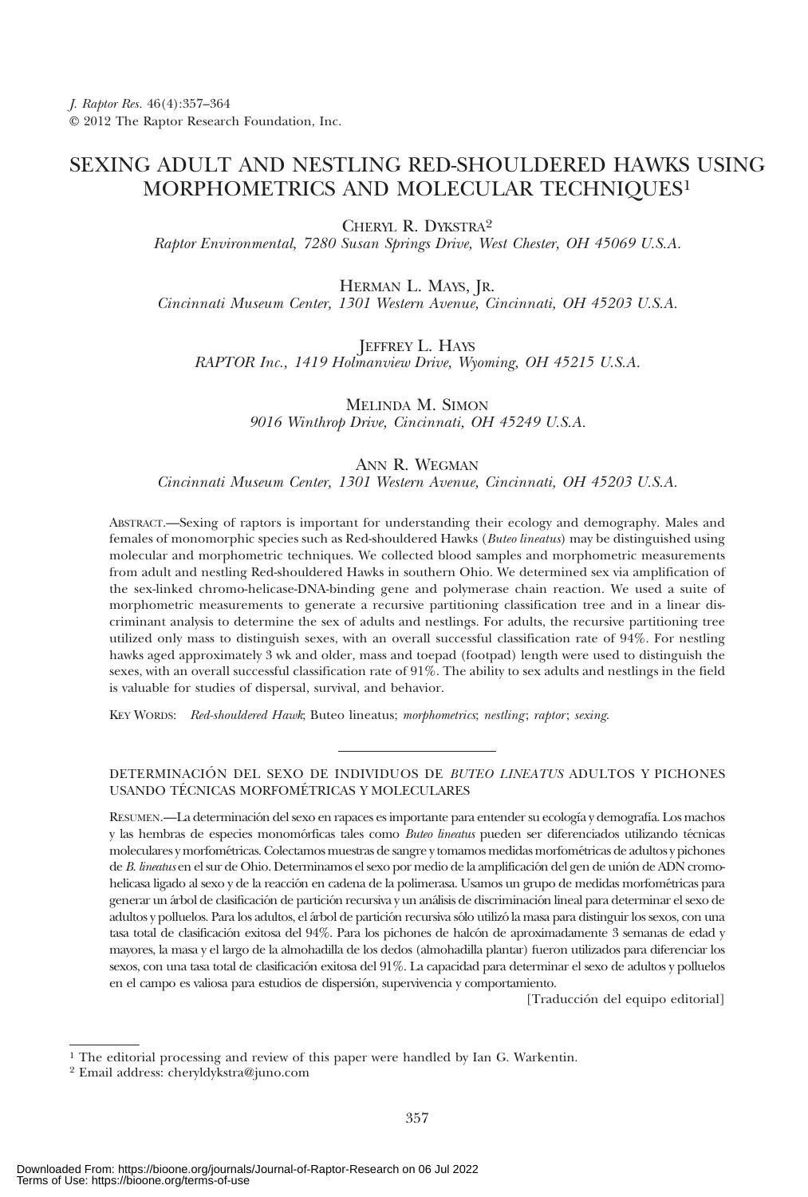# SEXING ADULT AND NESTLING RED-SHOULDERED HAWKS USING MORPHOMETRICS AND MOLECULAR TECHNIQUES[1]

CHERYL R. DYKSTRA[2]
*Raptor Environmental, 7280 Susan Springs Drive, West Chester, OH 45069 U.S.A.*

HERMAN L. MAYS, JR.
*Cincinnati Museum Center, 1301 Western Avenue, Cincinnati, OH 45203 U.S.A.*

JEFFREY L. HAYS
*RAPTOR Inc., 1419 Holmanview Drive, Wyoming, OH 45215 U.S.A.*

MELINDA M. SIMON
*9016 Winthrop Drive, Cincinnati, OH 45249 U.S.A.*

ANN R. WEGMAN
*Cincinnati Museum Center, 1301 Western Avenue, Cincinnati, OH 45203 U.S.A.*

ABSTRACT.—Sexing of raptors is important for understanding their ecology and demography. Males and females of monomorphic species such as Red-shouldered Hawks (*Buteo lineatus*) may be distinguished using molecular and morphometric techniques. We collected blood samples and morphometric measurements from adult and nestling Red-shouldered Hawks in southern Ohio. We determined sex via amplification of the sex-linked chromo-helicase-DNA-binding gene and polymerase chain reaction. We used a suite of morphometric measurements to generate a recursive partitioning classification tree and in a linear discriminant analysis to determine the sex of adults and nestlings. For adults, the recursive partitioning tree utilized only mass to distinguish sexes, with an overall successful classification rate of 94%. For nestling hawks aged approximately 3 wk and older, mass and toepad (footpad) length were used to distinguish the sexes, with an overall successful classification rate of 91%. The ability to sex adults and nestlings in the field is valuable for studies of dispersal, survival, and behavior.

KEY WORDS: *Red-shouldered Hawk*; Buteo lineatus; *morphometrics*; *nestling*; *raptor*; *sexing*.

---

DETERMINACIÓN DEL SEXO DE INDIVIDUOS DE *BUTEO LINEATUS* ADULTOS Y PICHONES USANDO TÉCNICAS MORFOMÉTRICAS Y MOLECULARES

RESUMEN.—La determinación del sexo en rapaces es importante para entender su ecología y demografía. Los machos y las hembras de especies monomórficas tales como *Buteo lineatus* pueden ser diferenciados utilizando técnicas moleculares y morfométricas. Colectamos muestras de sangre y tomamos medidas morfométricas de adultos y pichones de *B. lineatus* en el sur de Ohio. Determinamos el sexo por medio de la amplificación del gen de unión de ADN cromo-helicasa ligado al sexo y de la reacción en cadena de la polimerasa. Usamos un grupo de medidas morfométricas para generar un árbol de clasificación de partición recursiva y un análisis de discriminación lineal para determinar el sexo de adultos y polluelos. Para los adultos, el árbol de partición recursiva sólo utilizó la masa para distinguir los sexos, con una tasa total de clasificación exitosa del 94%. Para los pichones de halcón de aproximadamente 3 semanas de edad y mayores, la masa y el largo de la almohadilla de los dedos (almohadilla plantar) fueron utilizados para diferenciar los sexos, con una tasa total de clasificación exitosa del 91%. La capacidad para determinar el sexo de adultos y polluelos en el campo es valiosa para estudios de dispersión, supervivencia y comportamiento.

[Traducción del equipo editorial]

---

[1] The editorial processing and review of this paper were handled by Ian G. Warkentin.

[2] Email address: cheryldykstra@juno.com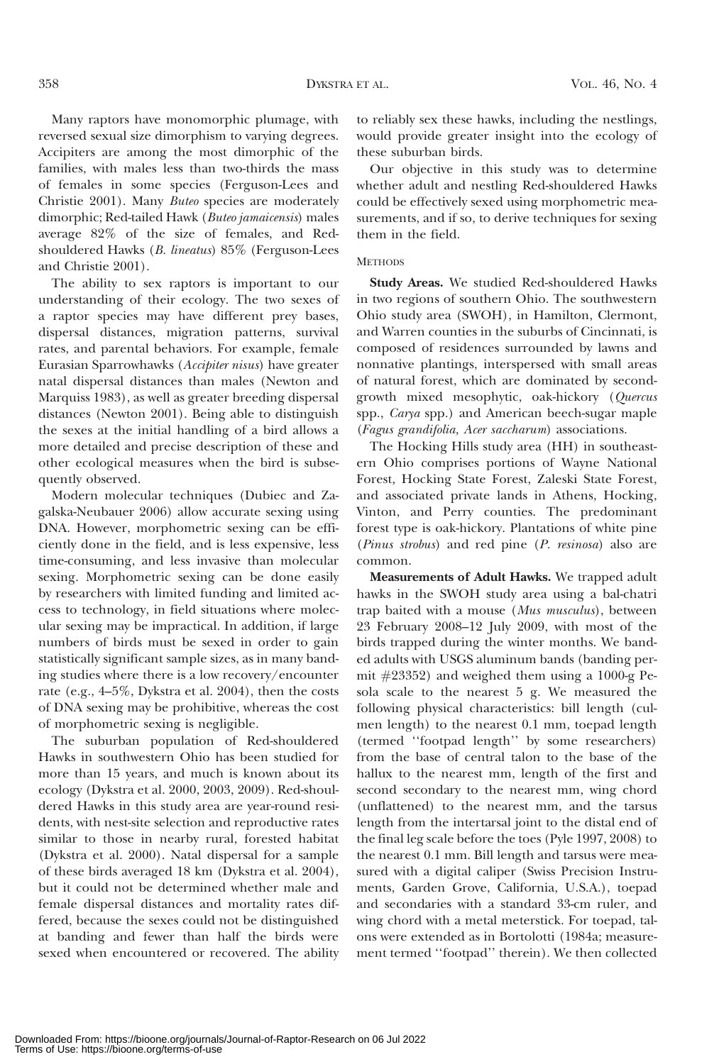Many raptors have monomorphic plumage, with reversed sexual size dimorphism to varying degrees. Accipiters are among the most dimorphic of the families, with males less than two-thirds the mass of females in some species (Ferguson-Lees and Christie 2001). Many *Buteo* species are moderately dimorphic; Red-tailed Hawk (*Buteo jamaicensis*) males average 82% of the size of females, and Red-shouldered Hawks (*B. lineatus*) 85% (Ferguson-Lees and Christie 2001).

The ability to sex raptors is important to our understanding of their ecology. The two sexes of a raptor species may have different prey bases, dispersal distances, migration patterns, survival rates, and parental behaviors. For example, female Eurasian Sparrowhawks (*Accipiter nisus*) have greater natal dispersal distances than males (Newton and Marquiss 1983), as well as greater breeding dispersal distances (Newton 2001). Being able to distinguish the sexes at the initial handling of a bird allows a more detailed and precise description of these and other ecological measures when the bird is subsequently observed.

Modern molecular techniques (Dubiec and Zagalska-Neubauer 2006) allow accurate sexing using DNA. However, morphometric sexing can be efficiently done in the field, and is less expensive, less time-consuming, and less invasive than molecular sexing. Morphometric sexing can be done easily by researchers with limited funding and limited access to technology, in field situations where molecular sexing may be impractical. In addition, if large numbers of birds must be sexed in order to gain statistically significant sample sizes, as in many banding studies where there is a low recovery/encounter rate (e.g., 4–5%, Dykstra et al. 2004), then the costs of DNA sexing may be prohibitive, whereas the cost of morphometric sexing is negligible.

The suburban population of Red-shouldered Hawks in southwestern Ohio has been studied for more than 15 years, and much is known about its ecology (Dykstra et al. 2000, 2003, 2009). Red-shouldered Hawks in this study area are year-round residents, with nest-site selection and reproductive rates similar to those in nearby rural, forested habitat (Dykstra et al. 2000). Natal dispersal for a sample of these birds averaged 18 km (Dykstra et al. 2004), but it could not be determined whether male and female dispersal distances and mortality rates differed, because the sexes could not be distinguished at banding and fewer than half the birds were sexed when encountered or recovered. The ability to reliably sex these hawks, including the nestlings, would provide greater insight into the ecology of these suburban birds.

Our objective in this study was to determine whether adult and nestling Red-shouldered Hawks could be effectively sexed using morphometric measurements, and if so, to derive techniques for sexing them in the field.

## Methods

**Study Areas.** We studied Red-shouldered Hawks in two regions of southern Ohio. The southwestern Ohio study area (SWOH), in Hamilton, Clermont, and Warren counties in the suburbs of Cincinnati, is composed of residences surrounded by lawns and nonnative plantings, interspersed with small areas of natural forest, which are dominated by second-growth mixed mesophytic, oak-hickory (*Quercus* spp., *Carya* spp.) and American beech-sugar maple (*Fagus grandifolia, Acer saccharum*) associations.

The Hocking Hills study area (HH) in southeastern Ohio comprises portions of Wayne National Forest, Hocking State Forest, Zaleski State Forest, and associated private lands in Athens, Hocking, Vinton, and Perry counties. The predominant forest type is oak-hickory. Plantations of white pine (*Pinus strobus*) and red pine (*P. resinosa*) also are common.

**Measurements of Adult Hawks.** We trapped adult hawks in the SWOH study area using a bal-chatri trap baited with a mouse (*Mus musculus*), between 23 February 2008–12 July 2009, with most of the birds trapped during the winter months. We banded adults with USGS aluminum bands (banding permit #23352) and weighed them using a 1000-g Pesola scale to the nearest 5 g. We measured the following physical characteristics: bill length (culmen length) to the nearest 0.1 mm, toepad length (termed ''footpad length'' by some researchers) from the base of central talon to the base of the hallux to the nearest mm, length of the first and second secondary to the nearest mm, wing chord (unflattened) to the nearest mm, and the tarsus length from the intertarsal joint to the distal end of the final leg scale before the toes (Pyle 1997, 2008) to the nearest 0.1 mm. Bill length and tarsus were measured with a digital caliper (Swiss Precision Instruments, Garden Grove, California, U.S.A.), toepad and secondaries with a standard 33-cm ruler, and wing chord with a metal meterstick. For toepad, talons were extended as in Bortolotti (1984a; measurement termed ''footpad'' therein). We then collected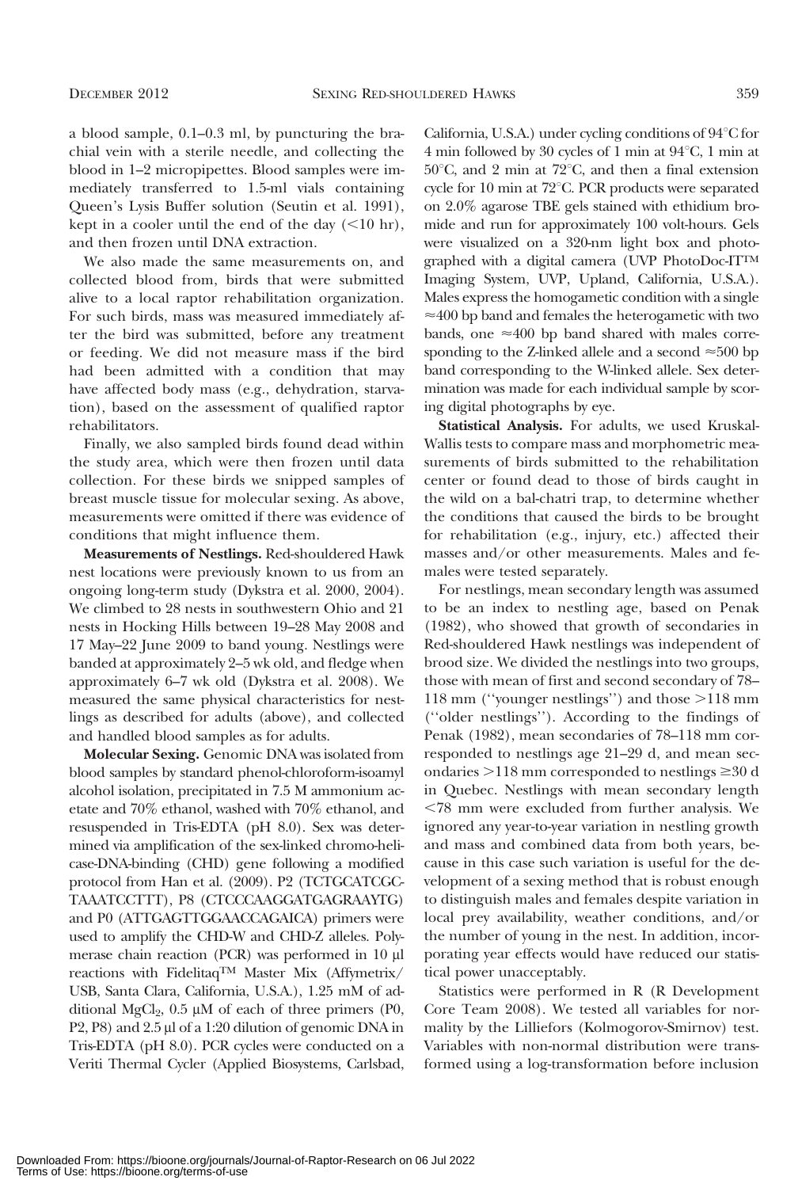a blood sample, 0.1–0.3 ml, by puncturing the brachial vein with a sterile needle, and collecting the blood in 1–2 micropipettes. Blood samples were immediately transferred to 1.5-ml vials containing Queen's Lysis Buffer solution (Seutin et al. 1991), kept in a cooler until the end of the day (<10 hr), and then frozen until DNA extraction.

We also made the same measurements on, and collected blood from, birds that were submitted alive to a local raptor rehabilitation organization. For such birds, mass was measured immediately after the bird was submitted, before any treatment or feeding. We did not measure mass if the bird had been admitted with a condition that may have affected body mass (e.g., dehydration, starvation), based on the assessment of qualified raptor rehabilitators.

Finally, we also sampled birds found dead within the study area, which were then frozen until data collection. For these birds we snipped samples of breast muscle tissue for molecular sexing. As above, measurements were omitted if there was evidence of conditions that might influence them.

**Measurements of Nestlings.** Red-shouldered Hawk nest locations were previously known to us from an ongoing long-term study (Dykstra et al. 2000, 2004). We climbed to 28 nests in southwestern Ohio and 21 nests in Hocking Hills between 19–28 May 2008 and 17 May–22 June 2009 to band young. Nestlings were banded at approximately 2–5 wk old, and fledge when approximately 6–7 wk old (Dykstra et al. 2008). We measured the same physical characteristics for nestlings as described for adults (above), and collected and handled blood samples as for adults.

**Molecular Sexing.** Genomic DNA was isolated from blood samples by standard phenol-chloroform-isoamyl alcohol isolation, precipitated in 7.5 M ammonium acetate and 70% ethanol, washed with 70% ethanol, and resuspended in Tris-EDTA (pH 8.0). Sex was determined via amplification of the sex-linked chromo-helicase-DNA-binding (CHD) gene following a modified protocol from Han et al. (2009). P2 (TCTGCATCGCTAAATCCTTT), P8 (CTCCCAAGGATGAGRAAYTG) and P0 (ATTGAGTTGGAACCAGAICA) primers were used to amplify the CHD-W and CHD-Z alleles. Polymerase chain reaction (PCR) was performed in 10 µl reactions with Fidelitaq™ Master Mix (Affymetrix/USB, Santa Clara, California, U.S.A.), 1.25 mM of additional $MgCl_2$, 0.5 µM of each of three primers (P0, P2, P8) and 2.5 µl of a 1:20 dilution of genomic DNA in Tris-EDTA (pH 8.0). PCR cycles were conducted on a Veriti Thermal Cycler (Applied Biosystems, Carlsbad, California, U.S.A.) under cycling conditions of 94°C for 4 min followed by 30 cycles of 1 min at 94°C, 1 min at 50°C, and 2 min at 72°C, and then a final extension cycle for 10 min at 72°C. PCR products were separated on 2.0% agarose TBE gels stained with ethidium bromide and run for approximately 100 volt-hours. Gels were visualized on a 320-nm light box and photographed with a digital camera (UVP PhotoDoc-IT™ Imaging System, UVP, Upland, California, U.S.A.). Males express the homogametic condition with a single ≈400 bp band and females the heterogametic with two bands, one ≈400 bp band shared with males corresponding to the Z-linked allele and a second ≈500 bp band corresponding to the W-linked allele. Sex determination was made for each individual sample by scoring digital photographs by eye.

**Statistical Analysis.** For adults, we used Kruskal-Wallis tests to compare mass and morphometric measurements of birds submitted to the rehabilitation center or found dead to those of birds caught in the wild on a bal-chatri trap, to determine whether the conditions that caused the birds to be brought for rehabilitation (e.g., injury, etc.) affected their masses and/or other measurements. Males and females were tested separately.

For nestlings, mean secondary length was assumed to be an index to nestling age, based on Penak (1982), who showed that growth of secondaries in Red-shouldered Hawk nestlings was independent of brood size. We divided the nestlings into two groups, those with mean of first and second secondary of 78–118 mm ("younger nestlings") and those >118 mm ("older nestlings"). According to the findings of Penak (1982), mean secondaries of 78–118 mm corresponded to nestlings age 21–29 d, and mean secondaries >118 mm corresponded to nestlings ≥30 d in Quebec. Nestlings with mean secondary length <78 mm were excluded from further analysis. We ignored any year-to-year variation in nestling growth and mass and combined data from both years, because in this case such variation is useful for the development of a sexing method that is robust enough to distinguish males and females despite variation in local prey availability, weather conditions, and/or the number of young in the nest. In addition, incorporating year effects would have reduced our statistical power unacceptably.

Statistics were performed in R (R Development Core Team 2008). We tested all variables for normality by the Lilliefors (Kolmogorov-Smirnov) test. Variables with non-normal distribution were transformed using a log-transformation before inclusion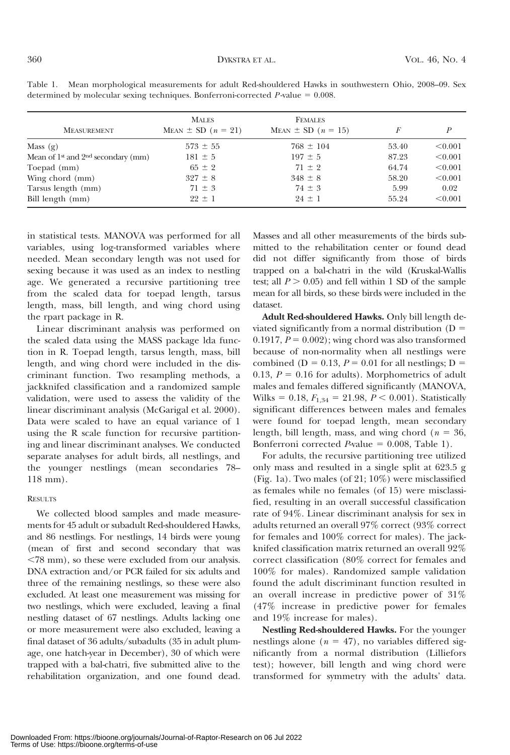Table 1. Mean morphological measurements for adult Red-shouldered Hawks in southwestern Ohio, 2008–09. Sex determined by molecular sexing techniques. Bonferroni-corrected *P*-value = 0.008.

| Measurement | Males Mean ± SD ($n$ = 21) | Females Mean ± SD ($n$ = 15) | $F$ | $P$ |
|---|---|---|---|---|
| Mass (g) | 573 ± 55 | 768 ± 104 | 53.40 | <0.001 |
| Mean of 1st and 2nd secondary (mm) | 181 ± 5 | 197 ± 5 | 87.23 | <0.001 |
| Toepad (mm) | 65 ± 2 | 71 ± 2 | 64.74 | <0.001 |
| Wing chord (mm) | 327 ± 8 | 348 ± 8 | 58.20 | <0.001 |
| Tarsus length (mm) | 71 ± 3 | 74 ± 3 | 5.99 | 0.02 |
| Bill length (mm) | 22 ± 1 | 24 ± 1 | 55.24 | <0.001 |

in statistical tests. MANOVA was performed for all variables, using log-transformed variables where needed. Mean secondary length was not used for sexing because it was used as an index to nestling age. We generated a recursive partitioning tree from the scaled data for toepad length, tarsus length, mass, bill length, and wing chord using the rpart package in R.

Linear discriminant analysis was performed on the scaled data using the MASS package lda function in R. Toepad length, tarsus length, mass, bill length, and wing chord were included in the discriminant function. Two resampling methods, a jackknifed classification and a randomized sample validation, were used to assess the validity of the linear discriminant analysis (McGarigal et al. 2000). Data were scaled to have an equal variance of 1 using the R scale function for recursive partitioning and linear discriminant analyses. We conducted separate analyses for adult birds, all nestlings, and the younger nestlings (mean secondaries 78–118 mm).

## Results

We collected blood samples and made measurements for 45 adult or subadult Red-shouldered Hawks, and 86 nestlings. For nestlings, 14 birds were young (mean of first and second secondary that was <78 mm), so these were excluded from our analysis. DNA extraction and/or PCR failed for six adults and three of the remaining nestlings, so these were also excluded. At least one measurement was missing for two nestlings, which were excluded, leaving a final nestling dataset of 67 nestlings. Adults lacking one or more measurement were also excluded, leaving a final dataset of 36 adults/subadults (35 in adult plumage, one hatch-year in December), 30 of which were trapped with a bal-chatri, five submitted alive to the rehabilitation organization, and one found dead. Masses and all other measurements of the birds submitted to the rehabilitation center or found dead did not differ significantly from those of birds trapped on a bal-chatri in the wild (Kruskal-Wallis test; all $P > 0.05$) and fell within 1 SD of the sample mean for all birds, so these birds were included in the dataset.

**Adult Red-shouldered Hawks.** Only bill length deviated significantly from a normal distribution ($D = 0.1917$, $P = 0.002$); wing chord was also transformed because of non-normality when all nestlings were combined ($D = 0.13$, $P = 0.01$ for all nestlings; $D = 0.13$, $P = 0.16$ for adults). Morphometrics of adult males and females differed significantly (MANOVA, Wilks = 0.18, $F_{1,34} = 21.98$, $P < 0.001$). Statistically significant differences between males and females were found for toepad length, mean secondary length, bill length, mass, and wing chord ($n = 36$, Bonferroni corrected *P*-value = 0.008, Table 1).

For adults, the recursive partitioning tree utilized only mass and resulted in a single split at 623.5 g (Fig. 1a). Two males (of 21; 10%) were misclassified as females while no females (of 15) were misclassified, resulting in an overall successful classification rate of 94%. Linear discriminant analysis for sex in adults returned an overall 97% correct (93% correct for females and 100% correct for males). The jackknifed classification matrix returned an overall 92% correct classification (80% correct for females and 100% for males). Randomized sample validation found the adult discriminant function resulted in an overall increase in predictive power of 31% (47% increase in predictive power for females and 19% increase for males).

**Nestling Red-shouldered Hawks.** For the younger nestlings alone ($n = 47$), no variables differed significantly from a normal distribution (Lilliefors test); however, bill length and wing chord were transformed for symmetry with the adults' data.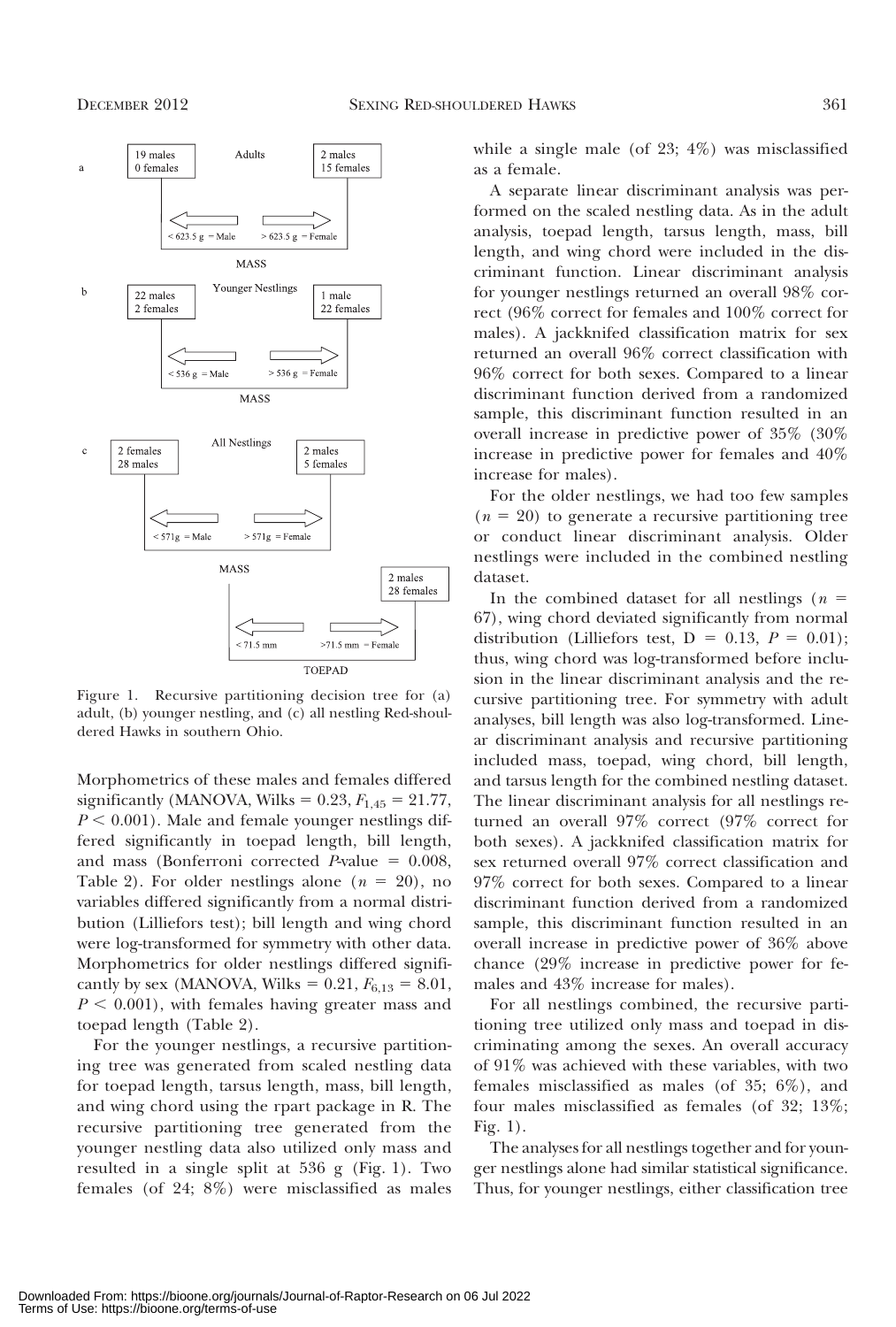a

19 males
0 females

Adults

2 males
15 females

< 623.5 g = Male    > 623.5 g = Female

MASS

b

22 males
2 females

Younger Nestlings

1 male
22 females

< 536 g = Male    > 536 g = Female

MASS

c

2 females
28 males

All Nestlings

2 males
5 females

< 571g = Male    > 571g = Female

MASS

2 males
28 females

< 71.5 mm    >71.5 mm = Female

TOEPAD

Figure 1. Recursive partitioning decision tree for (a) adult, (b) younger nestling, and (c) all nestling Red-shouldered Hawks in southern Ohio.

Morphometrics of these males and females differed significantly (MANOVA, Wilks = 0.23, $F_{1,45} = 21.77$, $P < 0.001$). Male and female younger nestlings differed significantly in toepad length, bill length, and mass (Bonferroni corrected *P*-value = 0.008, Table 2). For older nestlings alone ($n = 20$), no variables differed significantly from a normal distribution (Lilliefors test); bill length and wing chord were log-transformed for symmetry with other data. Morphometrics for older nestlings differed significantly by sex (MANOVA, Wilks = 0.21, $F_{6,13} = 8.01$, $P < 0.001$), with females having greater mass and toepad length (Table 2).

For the younger nestlings, a recursive partitioning tree was generated from scaled nestling data for toepad length, tarsus length, mass, bill length, and wing chord using the rpart package in R. The recursive partitioning tree generated from the younger nestling data also utilized only mass and resulted in a single split at 536 g (Fig. 1). Two females (of 24; 8%) were misclassified as males while a single male (of 23; 4%) was misclassified as a female.

A separate linear discriminant analysis was performed on the scaled nestling data. As in the adult analysis, toepad length, tarsus length, mass, bill length, and wing chord were included in the discriminant function. Linear discriminant analysis for younger nestlings returned an overall 98% correct (96% correct for females and 100% correct for males). A jackknifed classification matrix for sex returned an overall 96% correct classification with 96% correct for both sexes. Compared to a linear discriminant function derived from a randomized sample, this discriminant function resulted in an overall increase in predictive power of 35% (30% increase in predictive power for females and 40% increase for males).

For the older nestlings, we had too few samples ($n = 20$) to generate a recursive partitioning tree or conduct linear discriminant analysis. Older nestlings were included in the combined nestling dataset.

In the combined dataset for all nestlings ($n = 67$), wing chord deviated significantly from normal distribution (Lilliefors test, D = 0.13, $P = 0.01$); thus, wing chord was log-transformed before inclusion in the linear discriminant analysis and the recursive partitioning tree. For symmetry with adult analyses, bill length was also log-transformed. Linear discriminant analysis and recursive partitioning included mass, toepad, wing chord, bill length, and tarsus length for the combined nestling dataset. The linear discriminant analysis for all nestlings returned an overall 97% correct (97% correct for both sexes). A jackknifed classification matrix for sex returned overall 97% correct classification and 97% correct for both sexes. Compared to a linear discriminant function derived from a randomized sample, this discriminant function resulted in an overall increase in predictive power of 36% above chance (29% increase in predictive power for females and 43% increase for males).

For all nestlings combined, the recursive partitioning tree utilized only mass and toepad in discriminating among the sexes. An overall accuracy of 91% was achieved with these variables, with two females misclassified as males (of 35; 6%), and four males misclassified as females (of 32; 13%; Fig. 1).

The analyses for all nestlings together and for younger nestlings alone had similar statistical significance. Thus, for younger nestlings, either classification tree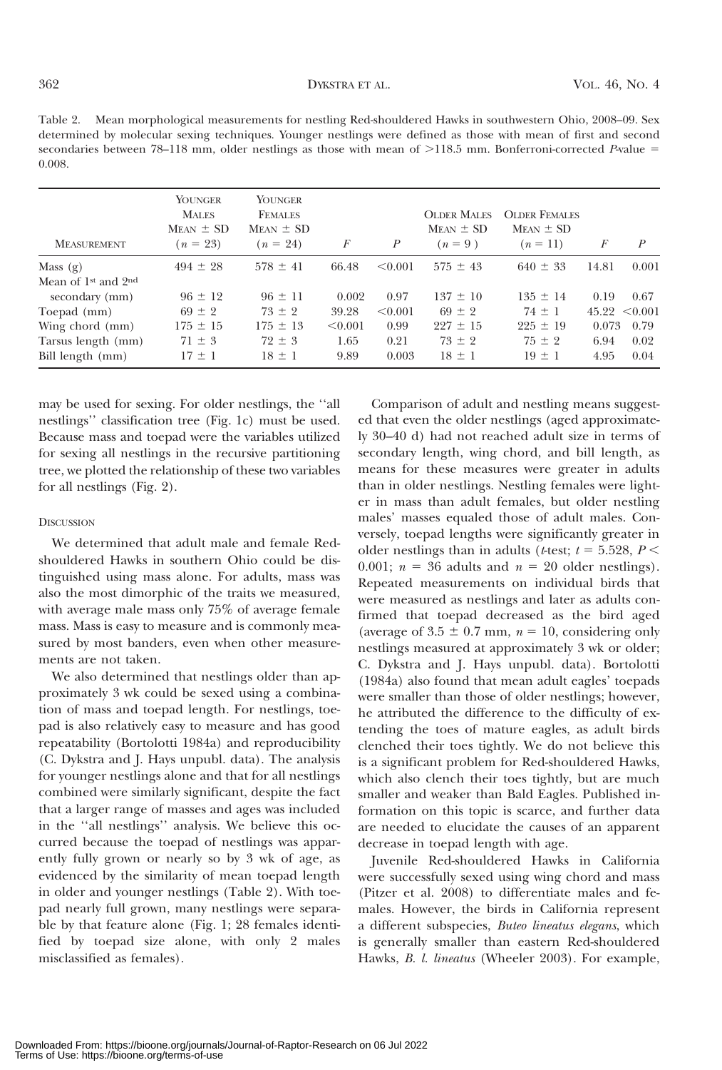Table 2. Mean morphological measurements for nestling Red-shouldered Hawks in southwestern Ohio, 2008–09. Sex determined by molecular sexing techniques. Younger nestlings were defined as those with mean of first and second secondaries between 78–118 mm, older nestlings as those with mean of >118.5 mm. Bonferroni-corrected *P*-value = 0.008.

| Measurement | Younger Males Mean ± SD ($n$ = 23) | Younger Females Mean ± SD ($n$ = 24) | $F$ | $P$ | Older Males Mean ± SD ($n$ = 9) | Older Females Mean ± SD ($n$ = 11) | $F$ | $P$ |
|---|---|---|---|---|---|---|---|---|
| Mass (g) | 494 ± 28 | 578 ± 41 | 66.48 | <0.001 | 575 ± 43 | 640 ± 33 | 14.81 | 0.001 |
| Mean of 1st and 2nd secondary (mm) | 96 ± 12 | 96 ± 11 | 0.002 | 0.97 | 137 ± 10 | 135 ± 14 | 0.19 | 0.67 |
| Toepad (mm) | 69 ± 2 | 73 ± 2 | 39.28 | <0.001 | 69 ± 2 | 74 ± 1 | 45.22 | <0.001 |
| Wing chord (mm) | 175 ± 15 | 175 ± 13 | <0.001 | 0.99 | 227 ± 15 | 225 ± 19 | 0.073 | 0.79 |
| Tarsus length (mm) | 71 ± 3 | 72 ± 3 | 1.65 | 0.21 | 73 ± 2 | 75 ± 2 | 6.94 | 0.02 |
| Bill length (mm) | 17 ± 1 | 18 ± 1 | 9.89 | 0.003 | 18 ± 1 | 19 ± 1 | 4.95 | 0.04 |

may be used for sexing. For older nestlings, the ''all nestlings'' classification tree (Fig. 1c) must be used. Because mass and toepad were the variables utilized for sexing all nestlings in the recursive partitioning tree, we plotted the relationship of these two variables for all nestlings (Fig. 2).

## Discussion

We determined that adult male and female Red-shouldered Hawks in southern Ohio could be distinguished using mass alone. For adults, mass was also the most dimorphic of the traits we measured, with average male mass only 75% of average female mass. Mass is easy to measure and is commonly measured by most banders, even when other measurements are not taken.

We also determined that nestlings older than approximately 3 wk could be sexed using a combination of mass and toepad length. For nestlings, toepad is also relatively easy to measure and has good repeatability (Bortolotti 1984a) and reproducibility (C. Dykstra and J. Hays unpubl. data). The analysis for younger nestlings alone and that for all nestlings combined were similarly significant, despite the fact that a larger range of masses and ages was included in the ''all nestlings'' analysis. We believe this occurred because the toepad of nestlings was apparently fully grown or nearly so by 3 wk of age, as evidenced by the similarity of mean toepad length in older and younger nestlings (Table 2). With toepad nearly full grown, many nestlings were separable by that feature alone (Fig. 1; 28 females identified by toepad size alone, with only 2 males misclassified as females).

Comparison of adult and nestling means suggested that even the older nestlings (aged approximately 30–40 d) had not reached adult size in terms of secondary length, wing chord, and bill length, as means for these measures were greater in adults than in older nestlings. Nestling females were lighter in mass than adult females, but older nestling males' masses equaled those of adult males. Conversely, toepad lengths were significantly greater in older nestlings than in adults ($t$-test; $t = 5.528$, $P < 0.001$; $n = 36$ adults and $n = 20$ older nestlings). Repeated measurements on individual birds that were measured as nestlings and later as adults confirmed that toepad decreased as the bird aged (average of 3.5 ± 0.7 mm, $n = 10$, considering only nestlings measured at approximately 3 wk or older; C. Dykstra and J. Hays unpubl. data). Bortolotti (1984a) also found that mean adult eagles' toepads were smaller than those of older nestlings; however, he attributed the difference to the difficulty of extending the toes of mature eagles, as adult birds clenched their toes tightly. We do not believe this is a significant problem for Red-shouldered Hawks, which also clench their toes tightly, but are much smaller and weaker than Bald Eagles. Published information on this topic is scarce, and further data are needed to elucidate the causes of an apparent decrease in toepad length with age.

Juvenile Red-shouldered Hawks in California were successfully sexed using wing chord and mass (Pitzer et al. 2008) to differentiate males and females. However, the birds in California represent a different subspecies, *Buteo lineatus elegans*, which is generally smaller than eastern Red-shouldered Hawks, *B. l. lineatus* (Wheeler 2003). For example,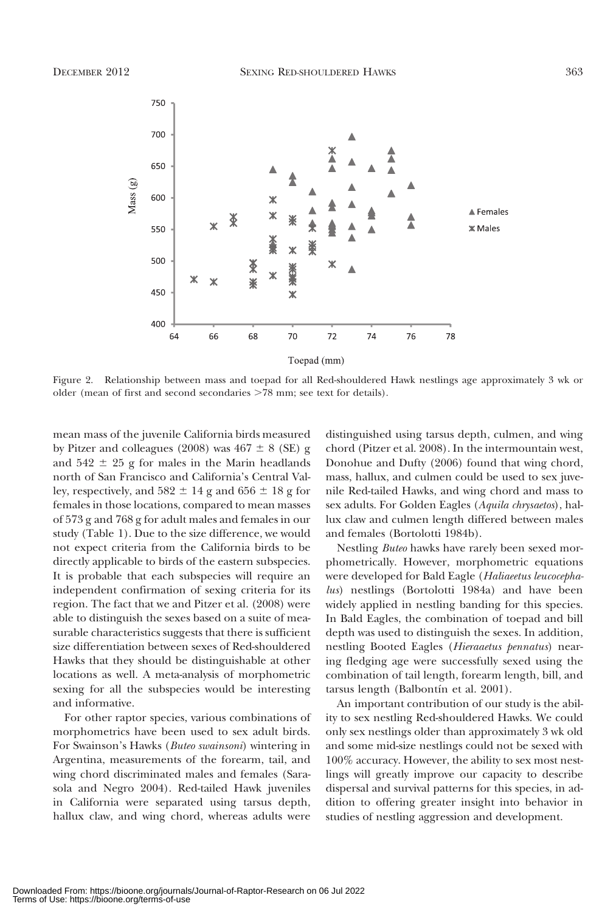Figure 2. Relationship between mass and toepad for all Red-shouldered Hawk nestlings age approximately 3 wk or older (mean of first and second secondaries >78 mm; see text for details).

mean mass of the juvenile California birds measured by Pitzer and colleagues (2008) was 467 ± 8 (SE) g and 542 ± 25 g for males in the Marin headlands north of San Francisco and California's Central Valley, respectively, and 582 ± 14 g and 656 ± 18 g for females in those locations, compared to mean masses of 573 g and 768 g for adult males and females in our study (Table 1). Due to the size difference, we would not expect criteria from the California birds to be directly applicable to birds of the eastern subspecies. It is probable that each subspecies will require an independent confirmation of sexing criteria for its region. The fact that we and Pitzer et al. (2008) were able to distinguish the sexes based on a suite of measurable characteristics suggests that there is sufficient size differentiation between sexes of Red-shouldered Hawks that they should be distinguishable at other locations as well. A meta-analysis of morphometric sexing for all the subspecies would be interesting and informative.

For other raptor species, various combinations of morphometrics have been used to sex adult birds. For Swainson's Hawks (*Buteo swainsoni*) wintering in Argentina, measurements of the forearm, tail, and wing chord discriminated males and females (Sarasola and Negro 2004). Red-tailed Hawk juveniles in California were separated using tarsus depth, hallux claw, and wing chord, whereas adults were distinguished using tarsus depth, culmen, and wing chord (Pitzer et al. 2008). In the intermountain west, Donohue and Dufty (2006) found that wing chord, mass, hallux, and culmen could be used to sex juvenile Red-tailed Hawks, and wing chord and mass to sex adults. For Golden Eagles (*Aquila chrysaetos*), hallux claw and culmen length differed between males and females (Bortolotti 1984b).

Nestling *Buteo* hawks have rarely been sexed morphometrically. However, morphometric equations were developed for Bald Eagle (*Haliaeetus leucocephalus*) nestlings (Bortolotti 1984a) and have been widely applied in nestling banding for this species. In Bald Eagles, the combination of toepad and bill depth was used to distinguish the sexes. In addition, nestling Booted Eagles (*Hieraaetus pennatus*) nearing fledging age were successfully sexed using the combination of tail length, forearm length, bill, and tarsus length (Balbontín et al. 2001).

An important contribution of our study is the ability to sex nestling Red-shouldered Hawks. We could only sex nestlings older than approximately 3 wk old and some mid-size nestlings could not be sexed with 100% accuracy. However, the ability to sex most nestlings will greatly improve our capacity to describe dispersal and survival patterns for this species, in addition to offering greater insight into behavior in studies of nestling aggression and development.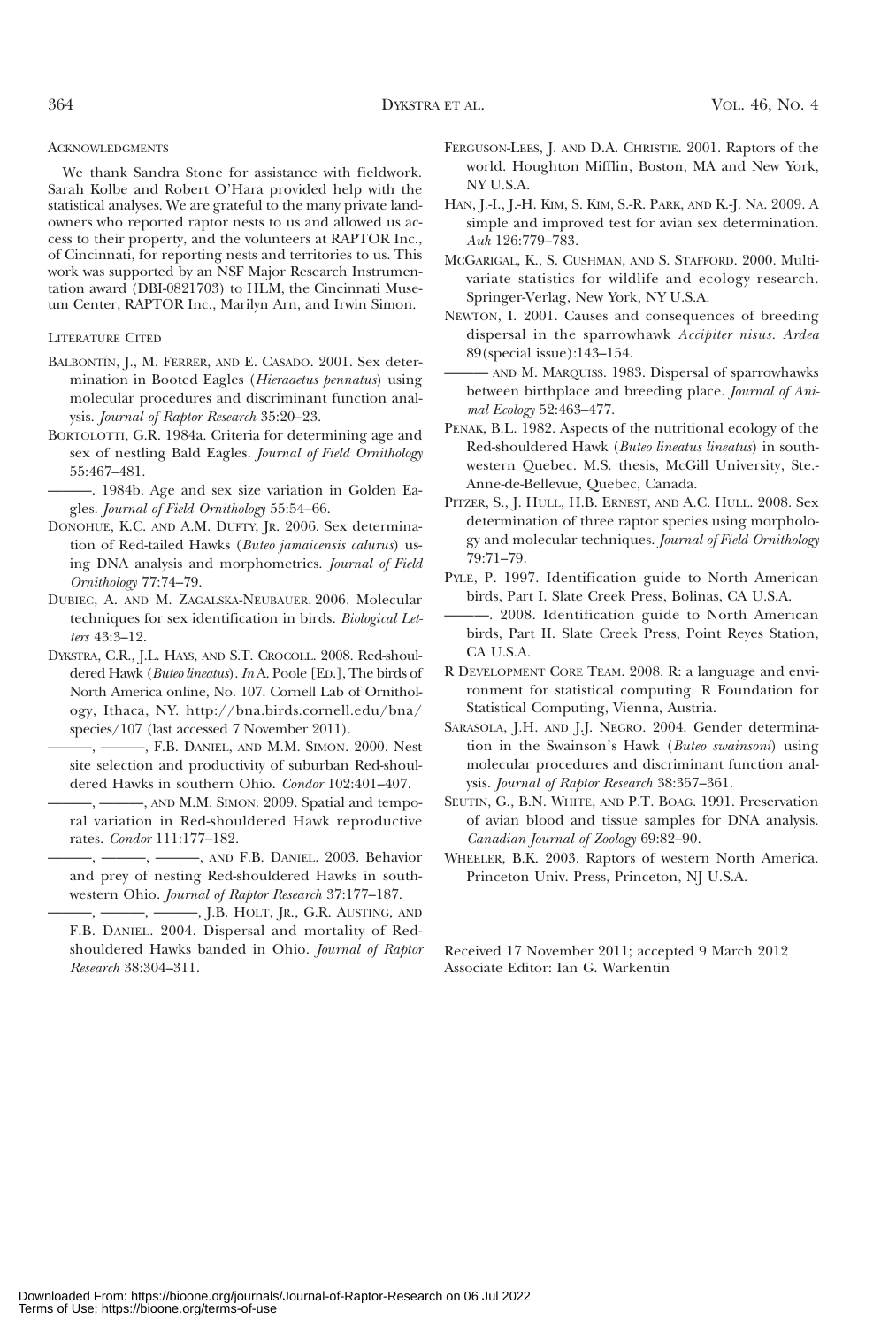## Acknowledgments

We thank Sandra Stone for assistance with fieldwork. Sarah Kolbe and Robert O'Hara provided help with the statistical analyses. We are grateful to the many private landowners who reported raptor nests to us and allowed us access to their property, and the volunteers at RAPTOR Inc., of Cincinnati, for reporting nests and territories to us. This work was supported by an NSF Major Research Instrumentation award (DBI-0821703) to HLM, the Cincinnati Museum Center, RAPTOR Inc., Marilyn Arn, and Irwin Simon.

## Literature Cited

Balbontín, J., M. Ferrer, and E. Casado. 2001. Sex determination in Booted Eagles (*Hieraaetus pennatus*) using molecular procedures and discriminant function analysis. *Journal of Raptor Research* 35:20–23.

Bortolotti, G.R. 1984a. Criteria for determining age and sex of nestling Bald Eagles. *Journal of Field Ornithology* 55:467–481.

———. 1984b. Age and sex size variation in Golden Eagles. *Journal of Field Ornithology* 55:54–66.

Donohue, K.C. and A.M. Dufty, Jr. 2006. Sex determination of Red-tailed Hawks (*Buteo jamaicensis calurus*) using DNA analysis and morphometrics. *Journal of Field Ornithology* 77:74–79.

Dubiec, A. and M. Zagalska-Neubauer. 2006. Molecular techniques for sex identification in birds. *Biological Letters* 43:3–12.

Dykstra, C.R., J.L. Hays, and S.T. Crocoll. 2008. Red-shouldered Hawk (*Buteo lineatus*). *In* A. Poole [Ed.], The birds of North America online, No. 107. Cornell Lab of Ornithology, Ithaca, NY. http://bna.birds.cornell.edu/bna/species/107 (last accessed 7 November 2011).

———, ———, F.B. Daniel, and M.M. Simon. 2000. Nest site selection and productivity of suburban Red-shouldered Hawks in southern Ohio. *Condor* 102:401–407.

———, ———, and M.M. Simon. 2009. Spatial and temporal variation in Red-shouldered Hawk reproductive rates. *Condor* 111:177–182.

———, ———, ———, and F.B. Daniel. 2003. Behavior and prey of nesting Red-shouldered Hawks in southwestern Ohio. *Journal of Raptor Research* 37:177–187.

———, ———, ———, J.B. Holt, Jr., G.R. Austing, and F.B. Daniel. 2004. Dispersal and mortality of Red-shouldered Hawks banded in Ohio. *Journal of Raptor Research* 38:304–311.

Ferguson-Lees, J. and D.A. Christie. 2001. Raptors of the world. Houghton Mifflin, Boston, MA and New York, NY U.S.A.

Han, J.-I., J.-H. Kim, S. Kim, S.-R. Park, and K.-J. Na. 2009. A simple and improved test for avian sex determination. *Auk* 126:779–783.

McGarigal, K., S. Cushman, and S. Stafford. 2000. Multivariate statistics for wildlife and ecology research. Springer-Verlag, New York, NY U.S.A.

Newton, I. 2001. Causes and consequences of breeding dispersal in the sparrowhawk *Accipiter nisus*. *Ardea* 89(special issue):143–154.

——— and M. Marquiss. 1983. Dispersal of sparrowhawks between birthplace and breeding place. *Journal of Animal Ecology* 52:463–477.

Penak, B.L. 1982. Aspects of the nutritional ecology of the Red-shouldered Hawk (*Buteo lineatus lineatus*) in southwestern Quebec. M.S. thesis, McGill University, Ste.-Anne-de-Bellevue, Quebec, Canada.

Pitzer, S., J. Hull, H.B. Ernest, and A.C. Hull. 2008. Sex determination of three raptor species using morphology and molecular techniques. *Journal of Field Ornithology* 79:71–79.

Pyle, P. 1997. Identification guide to North American birds, Part I. Slate Creek Press, Bolinas, CA U.S.A.

———. 2008. Identification guide to North American birds, Part II. Slate Creek Press, Point Reyes Station, CA U.S.A.

R Development Core Team. 2008. R: a language and environment for statistical computing. R Foundation for Statistical Computing, Vienna, Austria.

Sarasola, J.H. and J.J. Negro. 2004. Gender determination in the Swainson's Hawk (*Buteo swainsoni*) using molecular procedures and discriminant function analysis. *Journal of Raptor Research* 38:357–361.

Seutin, G., B.N. White, and P.T. Boag. 1991. Preservation of avian blood and tissue samples for DNA analysis. *Canadian Journal of Zoology* 69:82–90.

Wheeler, B.K. 2003. Raptors of western North America. Princeton Univ. Press, Princeton, NJ U.S.A.

Received 17 November 2011; accepted 9 March 2012
Associate Editor: Ian G. Warkentin